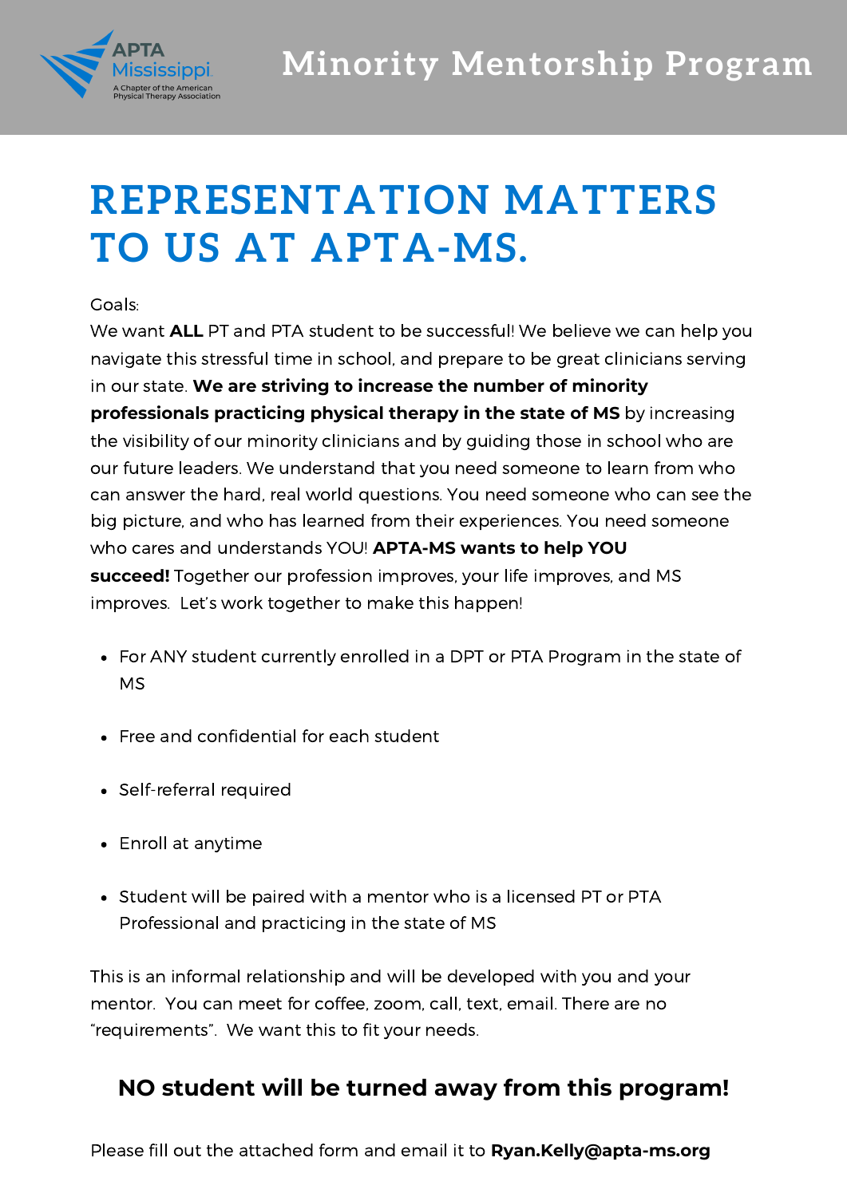APTA Mississippi
A Chapter of the American Physical Therapy Association

# Minority Mentorship Program

# REPRESENTATION MATTERS TO US AT APTA-MS.

Goals:
We want **ALL** PT and PTA student to be successful! We believe we can help you navigate this stressful time in school, and prepare to be great clinicians serving in our state. **We are striving to increase the number of minority professionals practicing physical therapy in the state of MS** by increasing the visibility of our minority clinicians and by guiding those in school who are our future leaders. We understand that you need someone to learn from who can answer the hard, real world questions. You need someone who can see the big picture, and who has learned from their experiences. You need someone who cares and understands YOU! **APTA-MS wants to help YOU succeed!** Together our profession improves, your life improves, and MS improves.  Let's work together to make this happen!

- For ANY student currently enrolled in a DPT or PTA Program in the state of MS
- Free and confidential for each student
- Self-referral required
- Enroll at anytime
- Student will be paired with a mentor who is a licensed PT or PTA Professional and practicing in the state of MS

This is an informal relationship and will be developed with you and your mentor.  You can meet for coffee, zoom, call, text, email. There are no "requirements".  We want this to fit your needs.

### NO student will be turned away from this program!

Please fill out the attached form and email it to **Ryan.Kelly@apta-ms.org**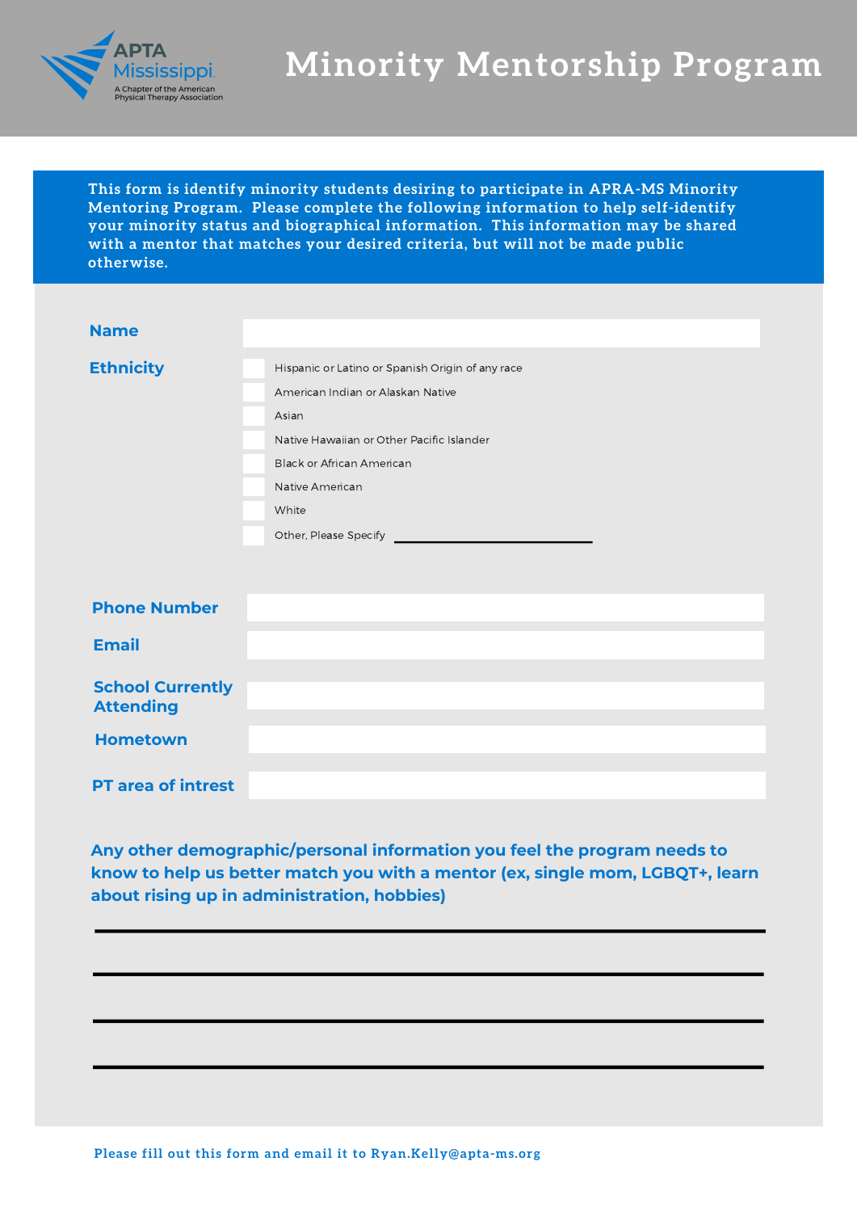APTA Mississippi
A Chapter of the American Physical Therapy Association

# Minority Mentorship Program

**This form is identify minority students desiring to participate in APRA-MS Minority Mentoring Program. Please complete the following information to help self-identify your minority status and biographical information. This information may be shared with a mentor that matches your desired criteria, but will not be made public otherwise.**

**Name** ____________________

**Ethnicity**

- [ ] Hispanic or Latino or Spanish Origin of any race
- [ ] American Indian or Alaskan Native
- [ ] Asian
- [ ] Native Hawaiian or Other Pacific Islander
- [ ] Black or African American
- [ ] Native American
- [ ] White
- [ ] Other, Please Specify ____________________

**Phone Number** ____________________

**Email** ____________________

**School Currently Attending** ____________________

**Hometown** ____________________

**PT area of intrest** ____________________

**Any other demographic/personal information you feel the program needs to know to help us better match you with a mentor (ex, single mom, LGBQT+, learn about rising up in administration, hobbies)**

____________________

____________________

____________________

____________________

**Please fill out this form and email it to Ryan.Kelly@apta-ms.org**